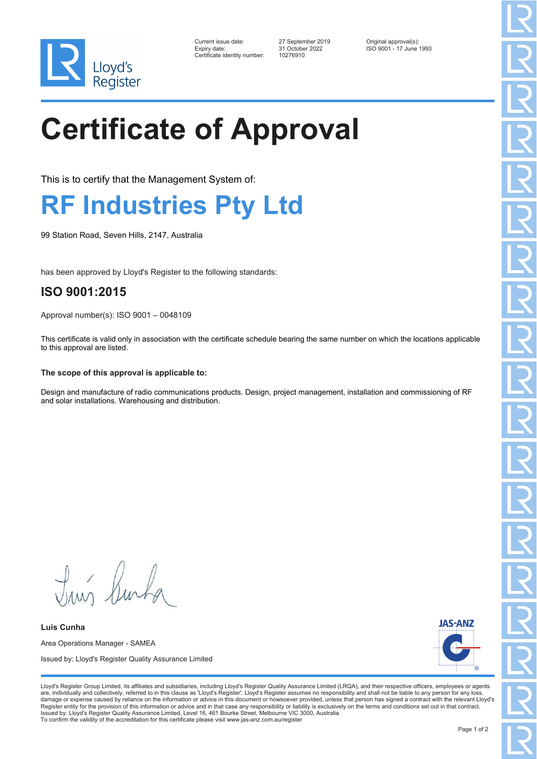Current issue date: 27 September 2019
Expiry date: 31 October 2022
Certificate identity number: 10276910

Original approval(s):
ISO 9001 - 17 June 1993

# Certificate of Approval

This is to certify that the Management System of:

## RF Industries Pty Ltd

99 Station Road, Seven Hills, 2147, Australia

has been approved by Lloyd's Register to the following standards:

### ISO 9001:2015

Approval number(s): ISO 9001 – 0048109

This certificate is valid only in association with the certificate schedule bearing the same number on which the locations applicable to this approval are listed.

**The scope of this approval is applicable to:**

Design and manufacture of radio communications products. Design, project management, installation and commissioning of RF and solar installations. Warehousing and distribution.

**Luis Cunha**

Area Operations Manager - SAMEA

Issued by: Lloyd's Register Quality Assurance Limited

JAS-ANZ

Lloyd's Register Group Limited, its affiliates and subsidiaries, including Lloyd's Register Quality Assurance Limited (LRQA), and their respective officers, employees or agents are, individually and collectively, referred to in this clause as 'Lloyd's Register'. Lloyd's Register assumes no responsibility and shall not be liable to any person for any loss, damage or expense caused by reliance on the information or advice in this document or howsoever provided, unless that person has signed a contract with the relevant Lloyd's Register entity for the provision of this information or advice and in that case any responsibility or liability is exclusively on the terms and conditions set out in that contract.
Issued by: Lloyd's Register Quality Assurance Limited, Level 16, 461 Bourke Street, Melbourne VIC 3000, Australia
To confirm the validity of the accreditation for this certificate please visit www.jas-anz.com.au/register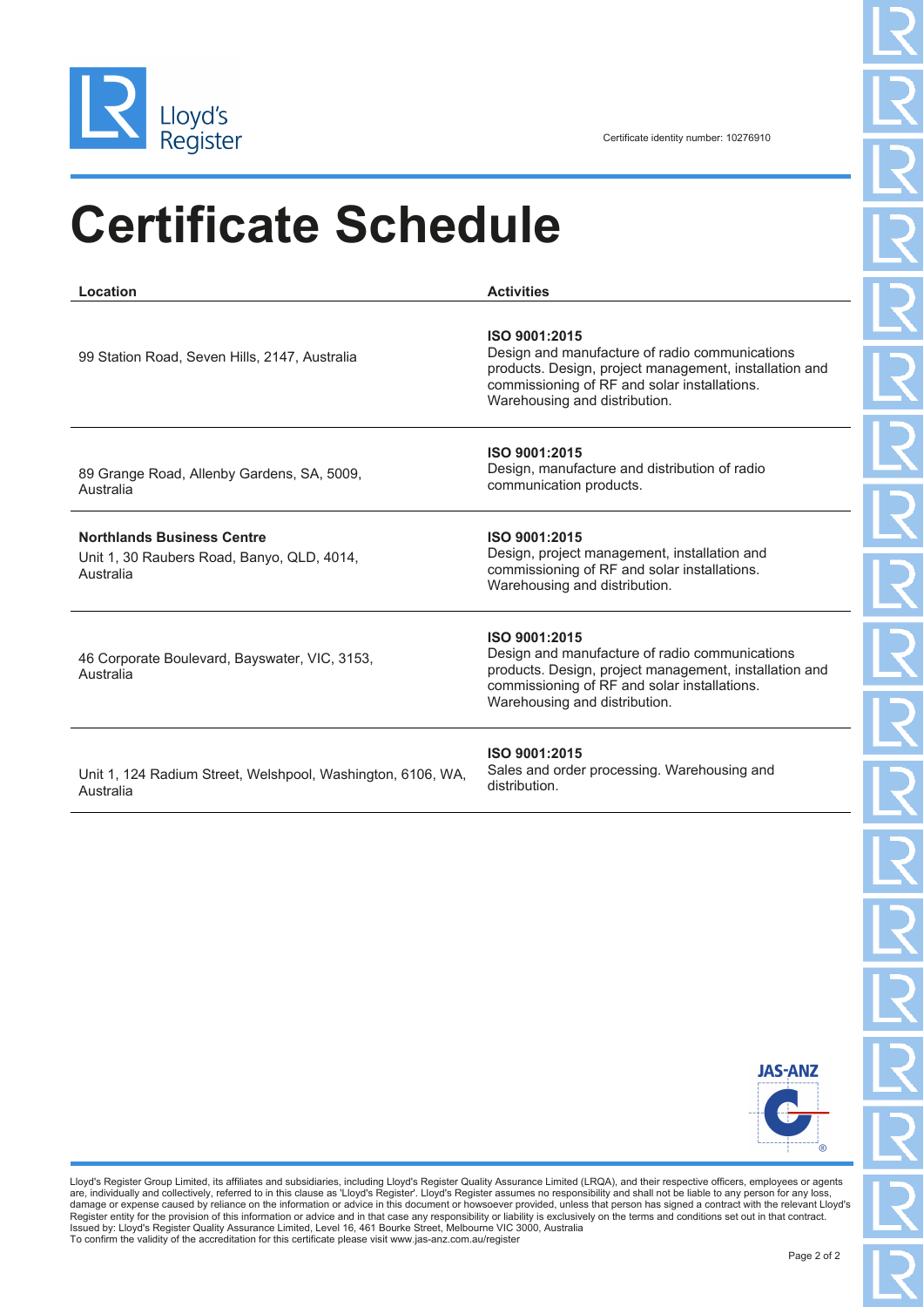Lloyd's Register

Certificate identity number: 10276910

# Certificate Schedule

| Location | Activities |
|---|---|
| 99 Station Road, Seven Hills, 2147, Australia | **ISO 9001:2015**<br>Design and manufacture of radio communications products. Design, project management, installation and commissioning of RF and solar installations. Warehousing and distribution. |
| 89 Grange Road, Allenby Gardens, SA, 5009, Australia | **ISO 9001:2015**<br>Design, manufacture and distribution of radio communication products. |
| **Northlands Business Centre**<br>Unit 1, 30 Raubers Road, Banyo, QLD, 4014, Australia | **ISO 9001:2015**<br>Design, project management, installation and commissioning of RF and solar installations. Warehousing and distribution. |
| 46 Corporate Boulevard, Bayswater, VIC, 3153, Australia | **ISO 9001:2015**<br>Design and manufacture of radio communications products. Design, project management, installation and commissioning of RF and solar installations. Warehousing and distribution. |
| Unit 1, 124 Radium Street, Welshpool, Washington, 6106, WA, Australia | **ISO 9001:2015**<br>Sales and order processing. Warehousing and distribution. |

JAS-ANZ

Lloyd's Register Group Limited, its affiliates and subsidiaries, including Lloyd's Register Quality Assurance Limited (LRQA), and their respective officers, employees or agents are, individually and collectively, referred to in this clause as 'Lloyd's Register'. Lloyd's Register assumes no responsibility and shall not be liable to any person for any loss, damage or expense caused by reliance on the information or advice in this document or howsoever provided, unless that person has signed a contract with the relevant Lloyd's Register entity for the provision of this information or advice and in that case any responsibility or liability is exclusively on the terms and conditions set out in that contract.
Issued by: Lloyd's Register Quality Assurance Limited, Level 16, 461 Bourke Street, Melbourne VIC 3000, Australia
To confirm the validity of the accreditation for this certificate please visit www.jas-anz.com.au/register